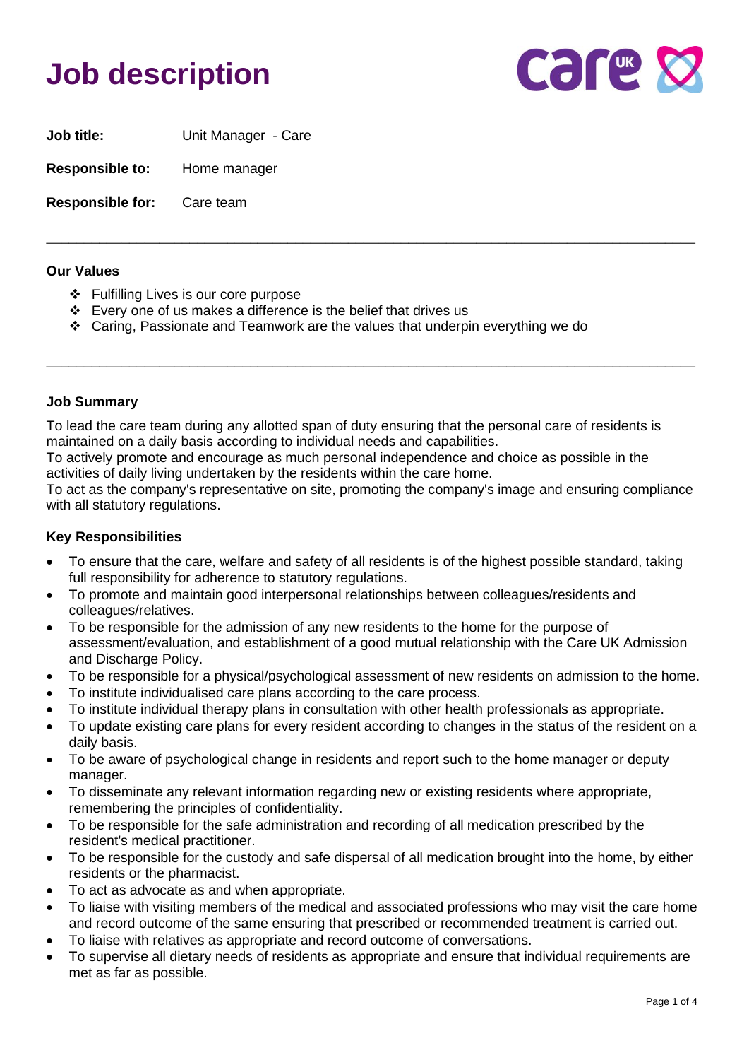# Job description

**Job title:** Unit Manager - Care

**Responsible to:** Home manager

**Responsible for:** Care team

---

**Our Values**

- Fulfilling Lives is our core purpose
- Every one of us makes a difference is the belief that drives us
- Caring, Passionate and Teamwork are the values that underpin everything we do

---

**Job Summary**

To lead the care team during any allotted span of duty ensuring that the personal care of residents is maintained on a daily basis according to individual needs and capabilities.
To actively promote and encourage as much personal independence and choice as possible in the activities of daily living undertaken by the residents within the care home.
To act as the company's representative on site, promoting the company's image and ensuring compliance with all statutory regulations.

**Key Responsibilities**

- To ensure that the care, welfare and safety of all residents is of the highest possible standard, taking full responsibility for adherence to statutory regulations.
- To promote and maintain good interpersonal relationships between colleagues/residents and colleagues/relatives.
- To be responsible for the admission of any new residents to the home for the purpose of assessment/evaluation, and establishment of a good mutual relationship with the Care UK Admission and Discharge Policy.
- To be responsible for a physical/psychological assessment of new residents on admission to the home.
- To institute individualised care plans according to the care process.
- To institute individual therapy plans in consultation with other health professionals as appropriate.
- To update existing care plans for every resident according to changes in the status of the resident on a daily basis.
- To be aware of psychological change in residents and report such to the home manager or deputy manager.
- To disseminate any relevant information regarding new or existing residents where appropriate, remembering the principles of confidentiality.
- To be responsible for the safe administration and recording of all medication prescribed by the resident's medical practitioner.
- To be responsible for the custody and safe dispersal of all medication brought into the home, by either residents or the pharmacist.
- To act as advocate as and when appropriate.
- To liaise with visiting members of the medical and associated professions who may visit the care home and record outcome of the same ensuring that prescribed or recommended treatment is carried out.
- To liaise with relatives as appropriate and record outcome of conversations.
- To supervise all dietary needs of residents as appropriate and ensure that individual requirements are met as far as possible.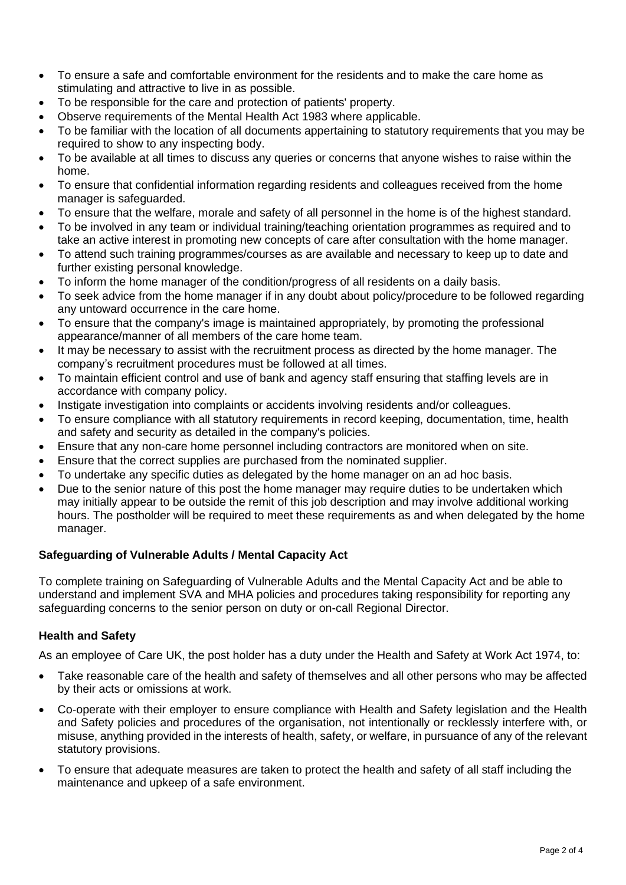- To ensure a safe and comfortable environment for the residents and to make the care home as stimulating and attractive to live in as possible.
- To be responsible for the care and protection of patients' property.
- Observe requirements of the Mental Health Act 1983 where applicable.
- To be familiar with the location of all documents appertaining to statutory requirements that you may be required to show to any inspecting body.
- To be available at all times to discuss any queries or concerns that anyone wishes to raise within the home.
- To ensure that confidential information regarding residents and colleagues received from the home manager is safeguarded.
- To ensure that the welfare, morale and safety of all personnel in the home is of the highest standard.
- To be involved in any team or individual training/teaching orientation programmes as required and to take an active interest in promoting new concepts of care after consultation with the home manager.
- To attend such training programmes/courses as are available and necessary to keep up to date and further existing personal knowledge.
- To inform the home manager of the condition/progress of all residents on a daily basis.
- To seek advice from the home manager if in any doubt about policy/procedure to be followed regarding any untoward occurrence in the care home.
- To ensure that the company's image is maintained appropriately, by promoting the professional appearance/manner of all members of the care home team.
- It may be necessary to assist with the recruitment process as directed by the home manager. The company's recruitment procedures must be followed at all times.
- To maintain efficient control and use of bank and agency staff ensuring that staffing levels are in accordance with company policy.
- Instigate investigation into complaints or accidents involving residents and/or colleagues.
- To ensure compliance with all statutory requirements in record keeping, documentation, time, health and safety and security as detailed in the company's policies.
- Ensure that any non-care home personnel including contractors are monitored when on site.
- Ensure that the correct supplies are purchased from the nominated supplier.
- To undertake any specific duties as delegated by the home manager on an ad hoc basis.
- Due to the senior nature of this post the home manager may require duties to be undertaken which may initially appear to be outside the remit of this job description and may involve additional working hours. The postholder will be required to meet these requirements as and when delegated by the home manager.

### Safeguarding of Vulnerable Adults / Mental Capacity Act

To complete training on Safeguarding of Vulnerable Adults and the Mental Capacity Act and be able to understand and implement SVA and MHA policies and procedures taking responsibility for reporting any safeguarding concerns to the senior person on duty or on-call Regional Director.

### Health and Safety

As an employee of Care UK, the post holder has a duty under the Health and Safety at Work Act 1974, to:

- Take reasonable care of the health and safety of themselves and all other persons who may be affected by their acts or omissions at work.
- Co-operate with their employer to ensure compliance with Health and Safety legislation and the Health and Safety policies and procedures of the organisation, not intentionally or recklessly interfere with, or misuse, anything provided in the interests of health, safety, or welfare, in pursuance of any of the relevant statutory provisions.
- To ensure that adequate measures are taken to protect the health and safety of all staff including the maintenance and upkeep of a safe environment.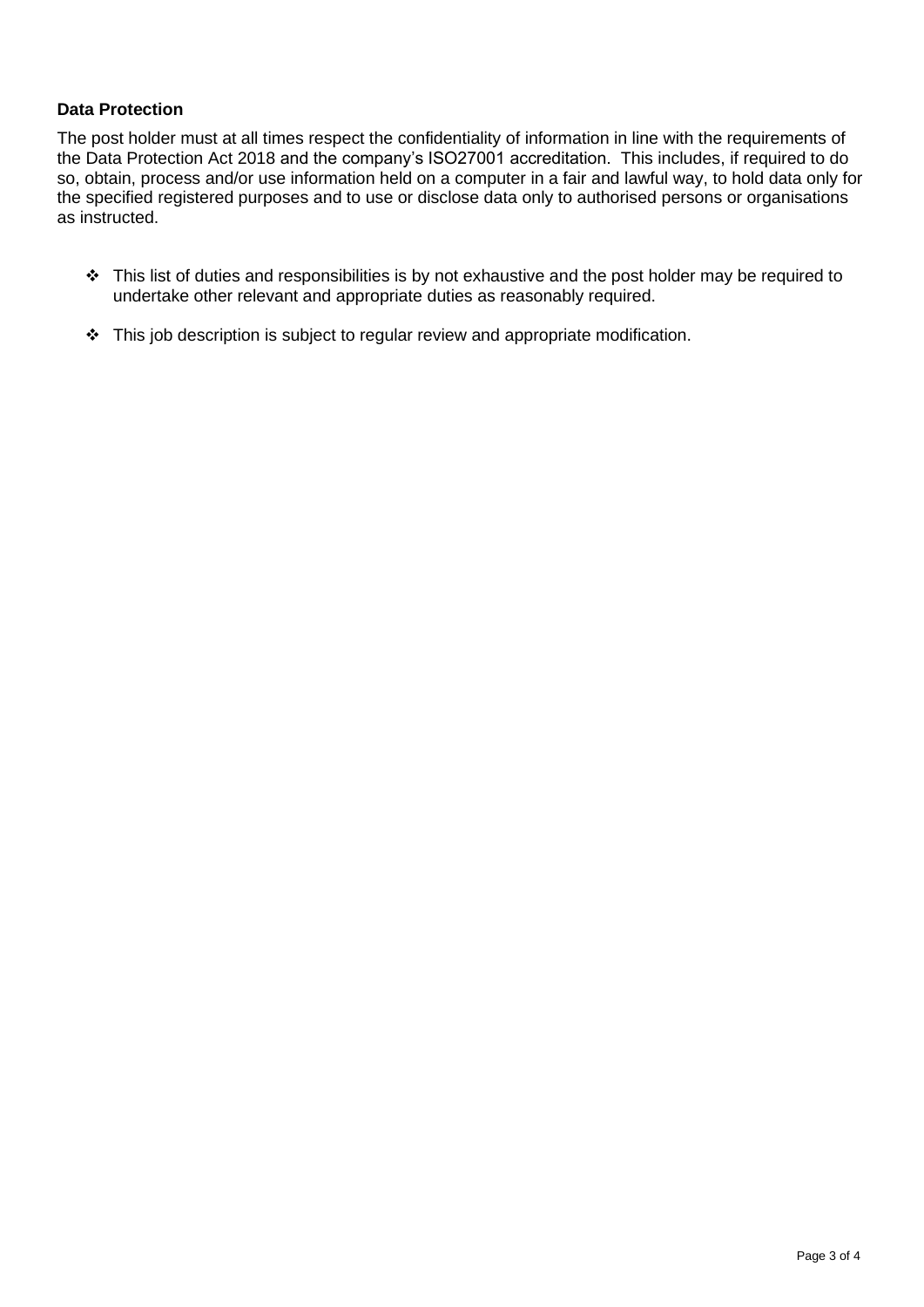**Data Protection**

The post holder must at all times respect the confidentiality of information in line with the requirements of the Data Protection Act 2018 and the company's ISO27001 accreditation. This includes, if required to do so, obtain, process and/or use information held on a computer in a fair and lawful way, to hold data only for the specified registered purposes and to use or disclose data only to authorised persons or organisations as instructed.

- This list of duties and responsibilities is by not exhaustive and the post holder may be required to undertake other relevant and appropriate duties as reasonably required.
- This job description is subject to regular review and appropriate modification.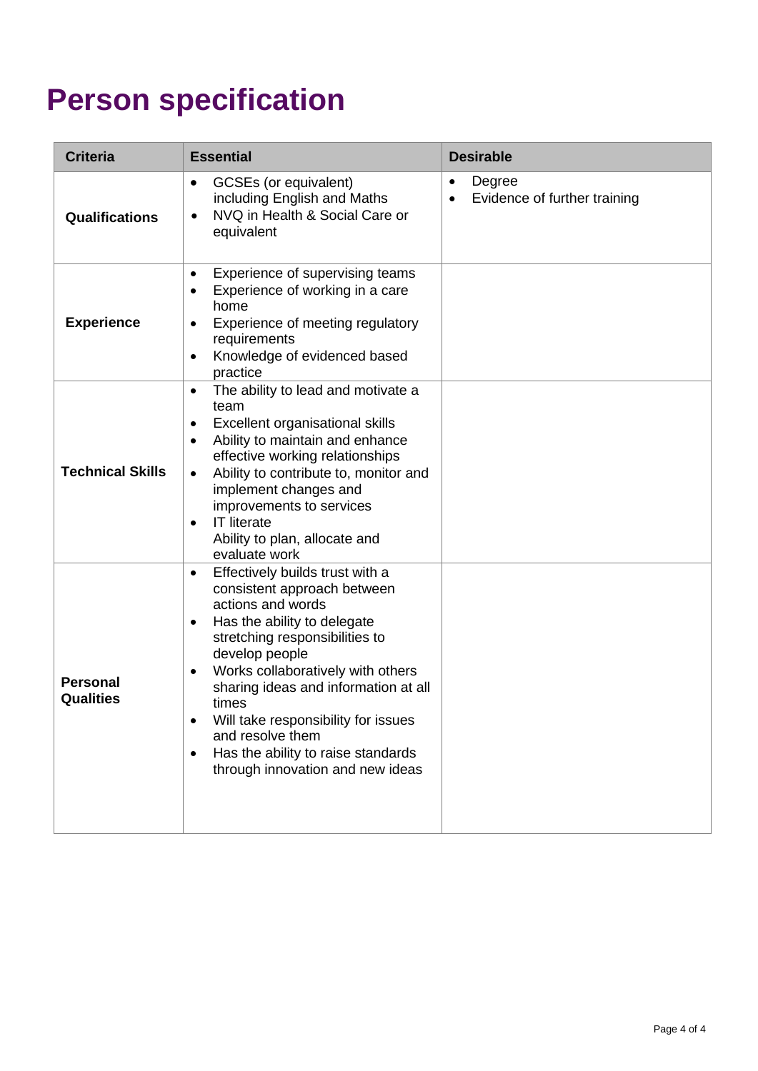# Person specification

| Criteria | Essential | Desirable |
|---|---|---|
| **Qualifications** | • GCSEs (or equivalent) including English and Maths<br>• NVQ in Health & Social Care or equivalent | • Degree<br>• Evidence of further training |
| **Experience** | • Experience of supervising teams<br>• Experience of working in a care home<br>• Experience of meeting regulatory requirements<br>• Knowledge of evidenced based practice | |
| **Technical Skills** | • The ability to lead and motivate a team<br>• Excellent organisational skills<br>• Ability to maintain and enhance effective working relationships<br>• Ability to contribute to, monitor and implement changes and improvements to services<br>• IT literate<br>Ability to plan, allocate and evaluate work | |
| **Personal Qualities** | • Effectively builds trust with a consistent approach between actions and words<br>• Has the ability to delegate stretching responsibilities to develop people<br>• Works collaboratively with others sharing ideas and information at all times<br>• Will take responsibility for issues and resolve them<br>• Has the ability to raise standards through innovation and new ideas | |